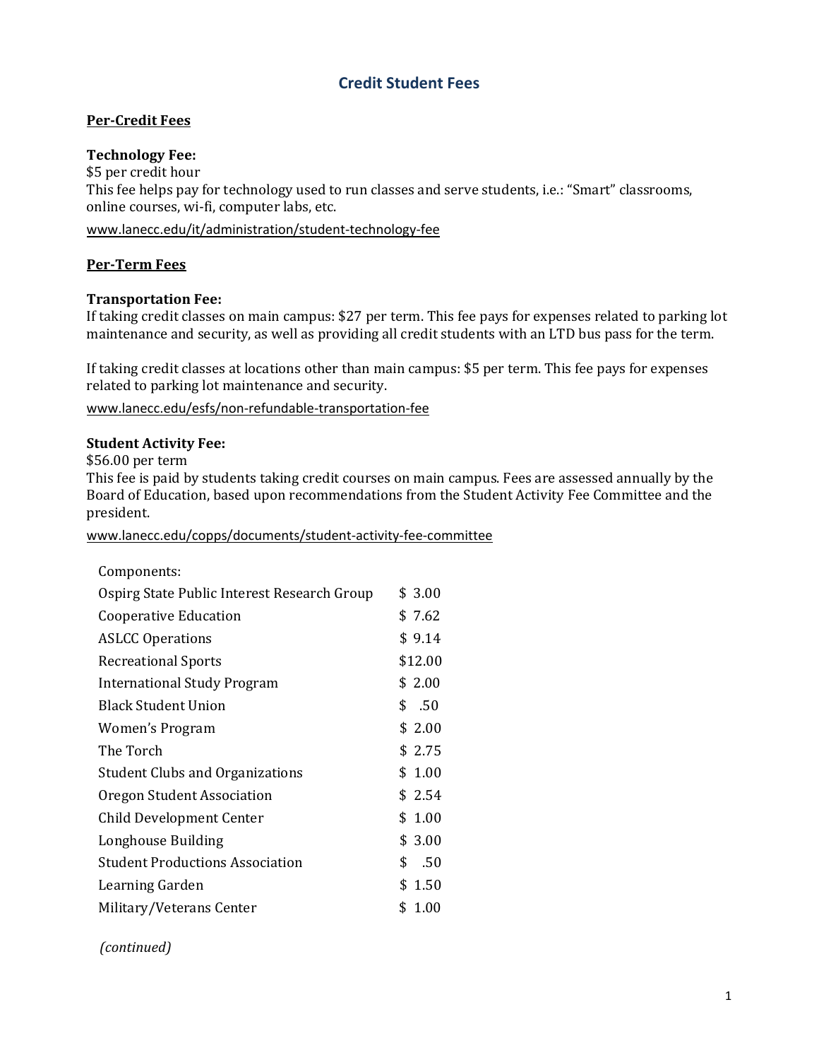# Credit Student Fees

## Per-Credit Fees

**Technology Fee:**
$5 per credit hour
This fee helps pay for technology used to run classes and serve students, i.e.: "Smart" classrooms, online courses, wi-fi, computer labs, etc.

www.lanecc.edu/it/administration/student-technology-fee

## Per-Term Fees

**Transportation Fee:**
If taking credit classes on main campus: $27 per term. This fee pays for expenses related to parking lot maintenance and security, as well as providing all credit students with an LTD bus pass for the term.

If taking credit classes at locations other than main campus: $5 per term. This fee pays for expenses related to parking lot maintenance and security.

www.lanecc.edu/esfs/non-refundable-transportation-fee

**Student Activity Fee:**
$56.00 per term
This fee is paid by students taking credit courses on main campus. Fees are assessed annually by the Board of Education, based upon recommendations from the Student Activity Fee Committee and the president.

www.lanecc.edu/copps/documents/student-activity-fee-committee

Components:

| Component | Amount |
|---|---|
| Ospirg State Public Interest Research Group | $ 3.00 |
| Cooperative Education | $ 7.62 |
| ASLCC Operations | $ 9.14 |
| Recreational Sports | $12.00 |
| International Study Program | $ 2.00 |
| Black Student Union | $ .50 |
| Women's Program | $ 2.00 |
| The Torch | $ 2.75 |
| Student Clubs and Organizations | $ 1.00 |
| Oregon Student Association | $ 2.54 |
| Child Development Center | $ 1.00 |
| Longhouse Building | $ 3.00 |
| Student Productions Association | $ .50 |
| Learning Garden | $ 1.50 |
| Military/Veterans Center | $ 1.00 |

*(continued)*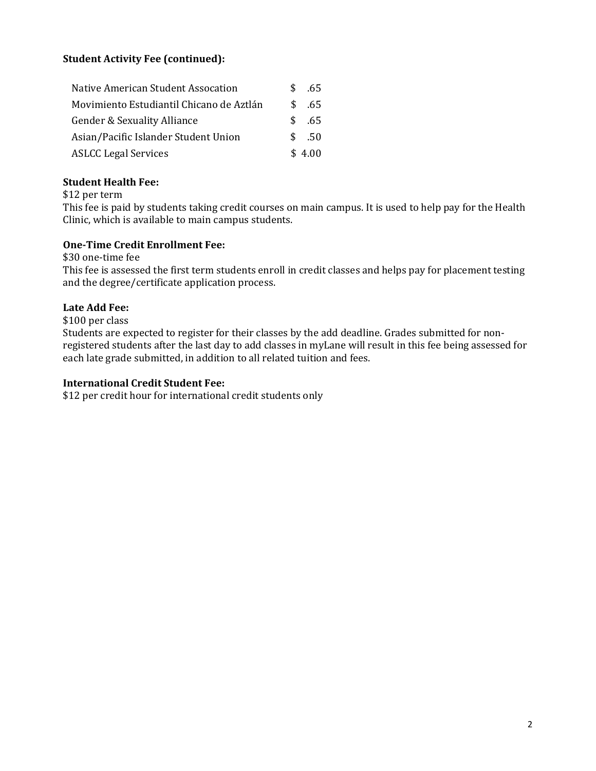**Student Activity Fee (continued):**

| | |
|---|---|
| Native American Student Assocation | $ .65 |
| Movimiento Estudiantil Chicano de Aztlán | $ .65 |
| Gender & Sexuality Alliance | $ .65 |
| Asian/Pacific Islander Student Union | $ .50 |
| ASLCC Legal Services | $ 4.00 |

**Student Health Fee:**
$12 per term
This fee is paid by students taking credit courses on main campus. It is used to help pay for the Health Clinic, which is available to main campus students.

**One-Time Credit Enrollment Fee:**
$30 one-time fee
This fee is assessed the first term students enroll in credit classes and helps pay for placement testing and the degree/certificate application process.

**Late Add Fee:**
$100 per class
Students are expected to register for their classes by the add deadline. Grades submitted for non-registered students after the last day to add classes in myLane will result in this fee being assessed for each late grade submitted, in addition to all related tuition and fees.

**International Credit Student Fee:**
$12 per credit hour for international credit students only